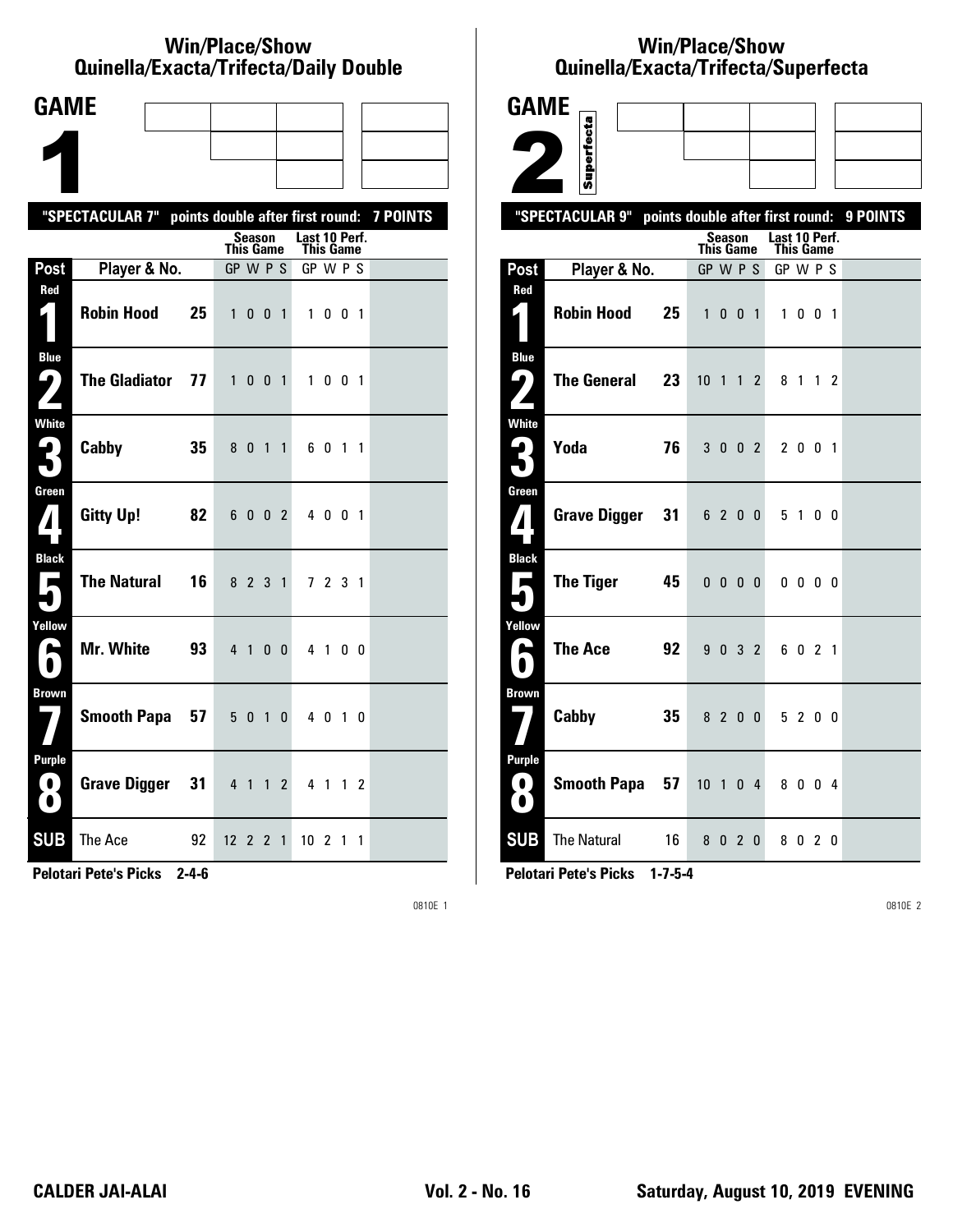## Win/Place/Show Quinella/Exacta/Trifecta/Daily Double

### GAME 1

"SPECTACULAR 7" points double after first round: 7 POINTS

| Post | Player & No. | | Season This Game GP W P S | Last 10 Perf. This Game GP W P S |
|---|---|---|---|---|
| Red 1 | Robin Hood | 25 | 1 0 0 1 | 1 0 0 1 |
| Blue 2 | The Gladiator | 77 | 1 0 0 1 | 1 0 0 1 |
| White 3 | Cabby | 35 | 8 0 1 1 | 6 0 1 1 |
| Green 4 | Gitty Up! | 82 | 6 0 0 2 | 4 0 0 1 |
| Black 5 | The Natural | 16 | 8 2 3 1 | 7 2 3 1 |
| Yellow 6 | Mr. White | 93 | 4 1 0 0 | 4 1 0 0 |
| Brown 7 | Smooth Papa | 57 | 5 0 1 0 | 4 0 1 0 |
| Purple 8 | Grave Digger | 31 | 4 1 1 2 | 4 1 1 2 |
| SUB | The Ace | 92 | 12 2 2 1 | 10 2 1 1 |

**Pelotari Pete's Picks 2-4-6**

0810E 1

## Win/Place/Show Quinella/Exacta/Trifecta/Superfecta

### GAME 2 Superfecta

"SPECTACULAR 9" points double after first round: 9 POINTS

| Post | Player & No. | | Season This Game GP W P S | Last 10 Perf. This Game GP W P S |
|---|---|---|---|---|
| Red 1 | Robin Hood | 25 | 1 0 0 1 | 1 0 0 1 |
| Blue 2 | The General | 23 | 10 1 1 2 | 8 1 1 2 |
| White 3 | Yoda | 76 | 3 0 0 2 | 2 0 0 1 |
| Green 4 | Grave Digger | 31 | 6 2 0 0 | 5 1 0 0 |
| Black 5 | The Tiger | 45 | 0 0 0 0 | 0 0 0 0 |
| Yellow 6 | The Ace | 92 | 9 0 3 2 | 6 0 2 1 |
| Brown 7 | Cabby | 35 | 8 2 0 0 | 5 2 0 0 |
| Purple 8 | Smooth Papa | 57 | 10 1 0 4 | 8 0 0 4 |
| SUB | The Natural | 16 | 8 0 2 0 | 8 0 2 0 |

**Pelotari Pete's Picks 1-7-5-4**

0810E 2

CALDER JAI-ALAI — Vol. 2 - No. 16 — Saturday, August 10, 2019 EVENING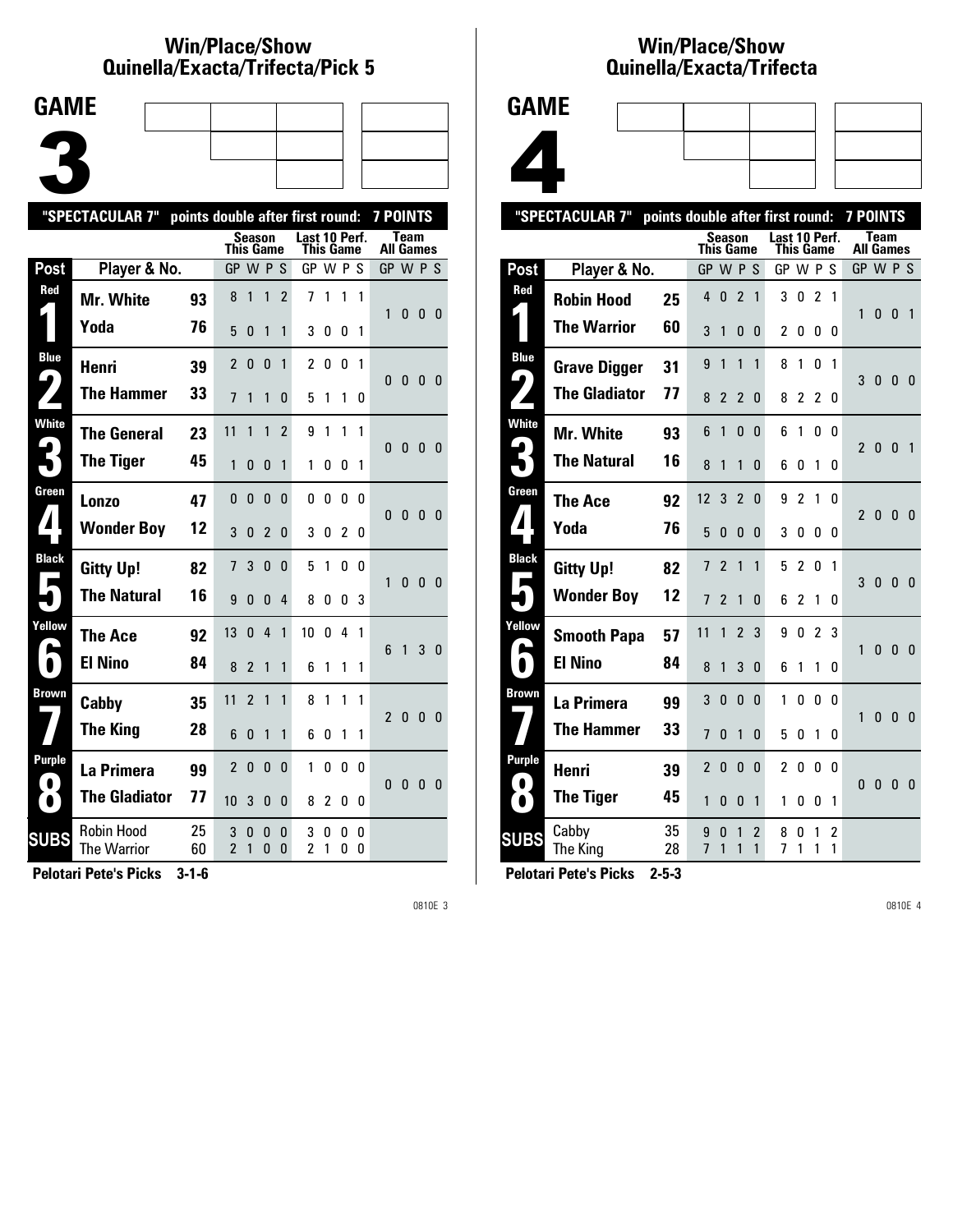## Win/Place/Show Quinella/Exacta/Trifecta/Pick 5

# GAME 3

"SPECTACULAR 7" points double after first round: 7 POINTS

| Post | Player & No. | | Season This Game GP W P S | Last 10 Perf. This Game GP W P S | Team All Games GP W P S |
|---|---|---|---|---|---|
| Red 1 | Mr. White | 93 | 8 1 1 2 | 7 1 1 1 | 1 0 0 0 |
| | Yoda | 76 | 5 0 1 1 | 3 0 0 1 | |
| Blue 2 | Henri | 39 | 2 0 0 1 | 2 0 0 1 | 0 0 0 0 |
| | The Hammer | 33 | 7 1 1 0 | 5 1 1 0 | |
| White 3 | The General | 23 | 11 1 1 2 | 9 1 1 1 | 0 0 0 0 |
| | The Tiger | 45 | 1 0 0 1 | 1 0 0 1 | |
| Green 4 | Lonzo | 47 | 0 0 0 0 | 0 0 0 0 | 0 0 0 0 |
| | Wonder Boy | 12 | 3 0 2 0 | 3 0 2 0 | |
| Black 5 | Gitty Up! | 82 | 7 3 0 0 | 5 1 0 0 | 1 0 0 0 |
| | The Natural | 16 | 9 0 0 4 | 8 0 0 3 | |
| Yellow 6 | The Ace | 92 | 13 0 4 1 | 10 0 4 1 | 6 1 3 0 |
| | El Nino | 84 | 8 2 1 1 | 6 1 1 1 | |
| Brown 7 | Cabby | 35 | 11 2 1 1 | 8 1 1 1 | 2 0 0 0 |
| | The King | 28 | 6 0 1 1 | 6 0 1 1 | |
| Purple 8 | La Primera | 99 | 2 0 0 0 | 1 0 0 0 | 0 0 0 0 |
| | The Gladiator | 77 | 10 3 0 0 | 8 2 0 0 | |
| SUBS | Robin Hood | 25 | 3 0 0 0 | 3 0 0 0 | |
| | The Warrior | 60 | 2 1 0 0 | 2 1 0 0 | |

**Pelotari Pete's Picks 3-1-6**

0810E 3

## Win/Place/Show Quinella/Exacta/Trifecta

# GAME 4

"SPECTACULAR 7" points double after first round: 7 POINTS

| Post | Player & No. | | Season This Game GP W P S | Last 10 Perf. This Game GP W P S | Team All Games GP W P S |
|---|---|---|---|---|---|
| Red 1 | Robin Hood | 25 | 4 0 2 1 | 3 0 2 1 | 1 0 0 1 |
| | The Warrior | 60 | 3 1 0 0 | 2 0 0 0 | |
| Blue 2 | Grave Digger | 31 | 9 1 1 1 | 8 1 0 1 | 3 0 0 0 |
| | The Gladiator | 77 | 8 2 2 0 | 8 2 2 0 | |
| White 3 | Mr. White | 93 | 6 1 0 0 | 6 1 0 0 | 2 0 0 1 |
| | The Natural | 16 | 8 1 1 0 | 6 0 1 0 | |
| Green 4 | The Ace | 92 | 12 3 2 0 | 9 2 1 0 | 2 0 0 0 |
| | Yoda | 76 | 5 0 0 0 | 3 0 0 0 | |
| Black 5 | Gitty Up! | 82 | 7 2 1 1 | 5 2 0 1 | 3 0 0 0 |
| | Wonder Boy | 12 | 7 2 1 0 | 6 2 1 0 | |
| Yellow 6 | Smooth Papa | 57 | 11 1 2 3 | 9 0 2 3 | 1 0 0 0 |
| | El Nino | 84 | 8 1 3 0 | 6 1 1 0 | |
| Brown 7 | La Primera | 99 | 3 0 0 0 | 1 0 0 0 | 1 0 0 0 |
| | The Hammer | 33 | 7 0 1 0 | 5 0 1 0 | |
| Purple 8 | Henri | 39 | 2 0 0 0 | 2 0 0 0 | 0 0 0 0 |
| | The Tiger | 45 | 1 0 0 1 | 1 0 0 1 | |
| SUBS | Cabby | 35 | 9 0 1 2 | 8 0 1 2 | |
| | The King | 28 | 7 1 1 1 | 7 1 1 1 | |

**Pelotari Pete's Picks 2-5-3**

0810E 4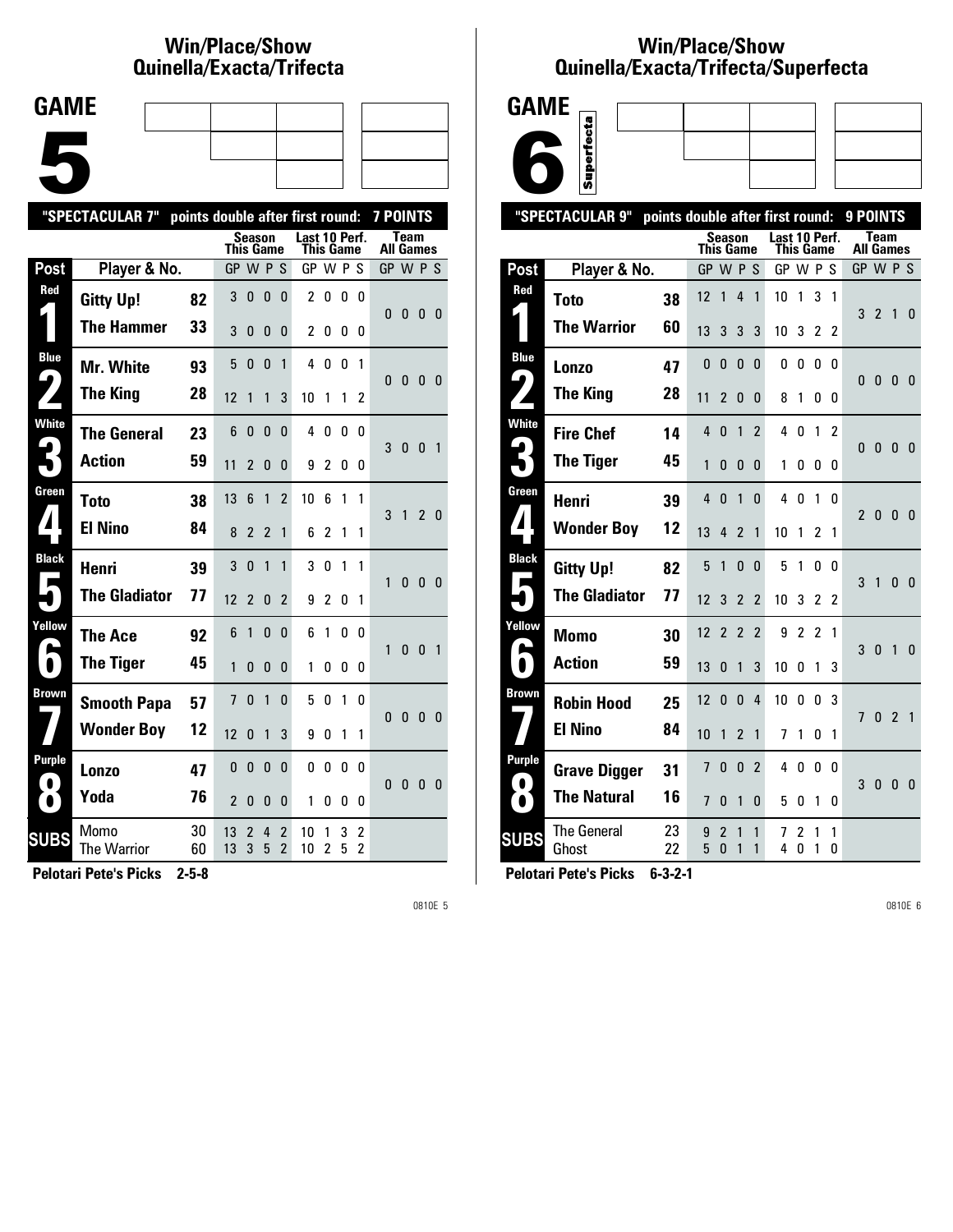# Win/Place/Show Quinella/Exacta/Trifecta

## GAME 5

"SPECTACULAR 7" points double after first round: 7 POINTS

| Post | Player & No. | | Season This Game GP | W | P | S | Last 10 Perf. This Game GP | W | P | S | Team All Games GP | W | P | S |
|---|---|---|---|---|---|---|---|---|---|---|---|---|---|---|
| Red 1 | Gitty Up! | 82 | 3 | 0 | 0 | 0 | 2 | 0 | 0 | 0 | 0 | 0 | 0 | 0 |
| | The Hammer | 33 | 3 | 0 | 0 | 0 | 2 | 0 | 0 | 0 | | | | |
| Blue 2 | Mr. White | 93 | 5 | 0 | 0 | 1 | 4 | 0 | 0 | 1 | 0 | 0 | 0 | 0 |
| | The King | 28 | 12 | 1 | 1 | 3 | 10 | 1 | 1 | 2 | | | | |
| White 3 | The General | 23 | 6 | 0 | 0 | 0 | 4 | 0 | 0 | 0 | 3 | 0 | 0 | 1 |
| | Action | 59 | 11 | 2 | 0 | 0 | 9 | 2 | 0 | 0 | | | | |
| Green 4 | Toto | 38 | 13 | 6 | 1 | 2 | 10 | 6 | 1 | 1 | 3 | 1 | 2 | 0 |
| | El Nino | 84 | 8 | 2 | 2 | 1 | 6 | 2 | 1 | 1 | | | | |
| Black 5 | Henri | 39 | 3 | 0 | 1 | 1 | 3 | 0 | 1 | 1 | 1 | 0 | 0 | 0 |
| | The Gladiator | 77 | 12 | 2 | 0 | 2 | 9 | 2 | 0 | 1 | | | | |
| Yellow 6 | The Ace | 92 | 6 | 1 | 0 | 0 | 6 | 1 | 0 | 0 | 1 | 0 | 0 | 1 |
| | The Tiger | 45 | 1 | 0 | 0 | 0 | 1 | 0 | 0 | 0 | | | | |
| Brown 7 | Smooth Papa | 57 | 7 | 0 | 1 | 0 | 5 | 0 | 1 | 0 | 0 | 0 | 0 | 0 |
| | Wonder Boy | 12 | 12 | 0 | 1 | 3 | 9 | 0 | 1 | 1 | | | | |
| Purple 8 | Lonzo | 47 | 0 | 0 | 0 | 0 | 0 | 0 | 0 | 0 | 0 | 0 | 0 | 0 |
| | Yoda | 76 | 2 | 0 | 0 | 0 | 1 | 0 | 0 | 0 | | | | |
| SUBS | Momo | 30 | 13 | 2 | 4 | 2 | 10 | 1 | 3 | 2 | | | | |
| | The Warrior | 60 | 13 | 3 | 5 | 2 | 10 | 2 | 5 | 2 | | | | |

**Pelotari Pete's Picks 2-5-8**

0810E 5

# Win/Place/Show Quinella/Exacta/Trifecta/Superfecta

## GAME 6 (Superfecta)

"SPECTACULAR 9" points double after first round: 9 POINTS

| Post | Player & No. | | Season This Game GP | W | P | S | Last 10 Perf. This Game GP | W | P | S | Team All Games GP | W | P | S |
|---|---|---|---|---|---|---|---|---|---|---|---|---|---|---|
| Red 1 | Toto | 38 | 12 | 1 | 4 | 1 | 10 | 1 | 3 | 1 | 3 | 2 | 1 | 0 |
| | The Warrior | 60 | 13 | 3 | 3 | 3 | 10 | 3 | 2 | 2 | | | | |
| Blue 2 | Lonzo | 47 | 0 | 0 | 0 | 0 | 0 | 0 | 0 | 0 | 0 | 0 | 0 | 0 |
| | The King | 28 | 11 | 2 | 0 | 0 | 8 | 1 | 0 | 0 | | | | |
| White 3 | Fire Chef | 14 | 4 | 0 | 1 | 2 | 4 | 0 | 1 | 2 | 0 | 0 | 0 | 0 |
| | The Tiger | 45 | 1 | 0 | 0 | 0 | 1 | 0 | 0 | 0 | | | | |
| Green 4 | Henri | 39 | 4 | 0 | 1 | 0 | 4 | 0 | 1 | 0 | 2 | 0 | 0 | 0 |
| | Wonder Boy | 12 | 13 | 4 | 2 | 1 | 10 | 1 | 2 | 1 | | | | |
| Black 5 | Gitty Up! | 82 | 5 | 1 | 0 | 0 | 5 | 1 | 0 | 0 | 3 | 1 | 0 | 0 |
| | The Gladiator | 77 | 12 | 3 | 2 | 2 | 10 | 3 | 2 | 2 | | | | |
| Yellow 6 | Momo | 30 | 12 | 2 | 2 | 2 | 9 | 2 | 2 | 1 | 3 | 0 | 1 | 0 |
| | Action | 59 | 13 | 0 | 1 | 3 | 10 | 0 | 1 | 3 | | | | |
| Brown 7 | Robin Hood | 25 | 12 | 0 | 0 | 4 | 10 | 0 | 0 | 3 | 7 | 0 | 2 | 1 |
| | El Nino | 84 | 10 | 1 | 2 | 1 | 7 | 1 | 0 | 1 | | | | |
| Purple 8 | Grave Digger | 31 | 7 | 0 | 0 | 2 | 4 | 0 | 0 | 0 | 3 | 0 | 0 | 0 |
| | The Natural | 16 | 7 | 0 | 1 | 0 | 5 | 0 | 1 | 0 | | | | |
| SUBS | The General | 23 | 9 | 2 | 1 | 1 | 7 | 2 | 1 | 1 | | | | |
| | Ghost | 22 | 5 | 0 | 1 | 1 | 4 | 0 | 1 | 0 | | | | |

**Pelotari Pete's Picks 6-3-2-1**

0810E 6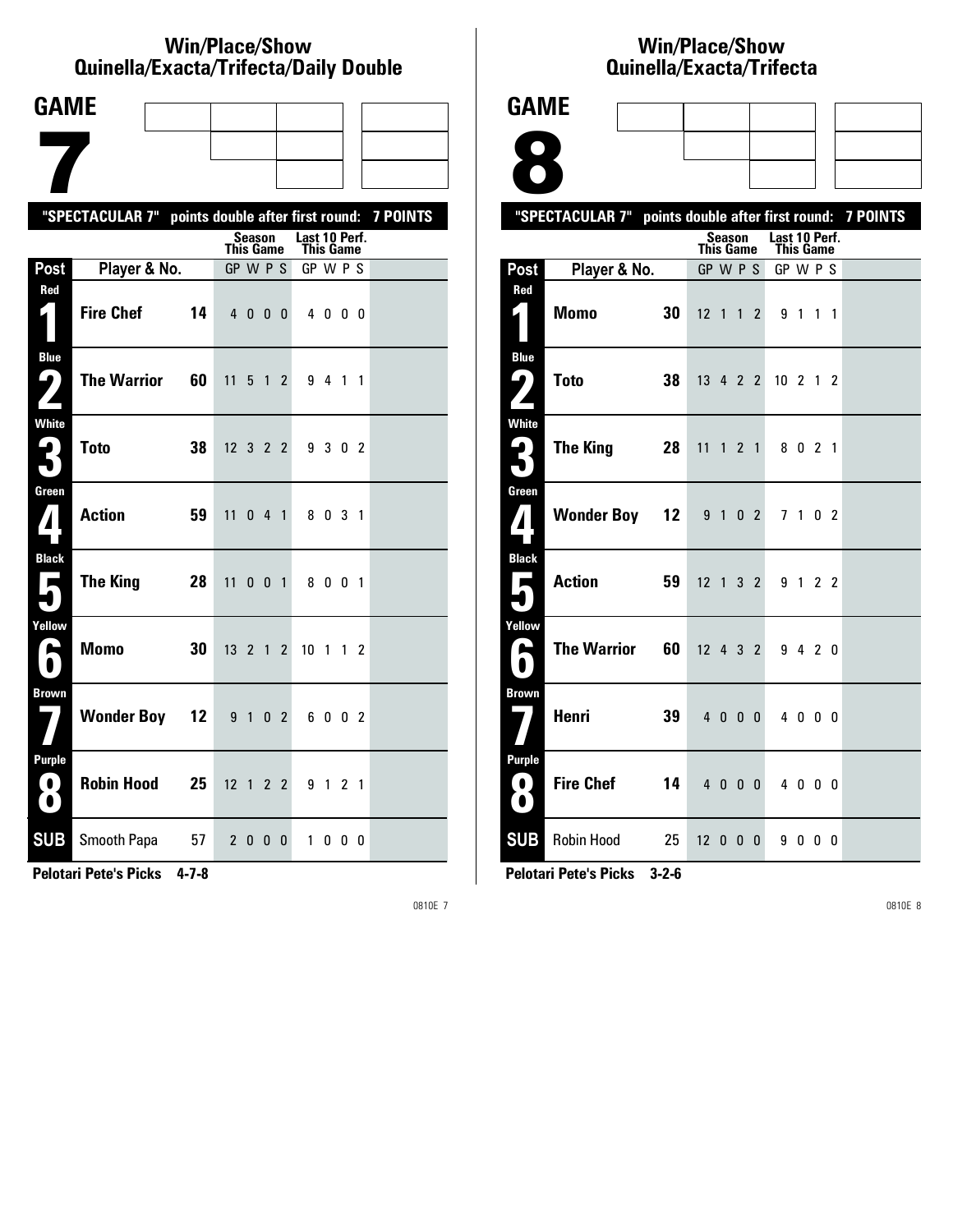# Win/Place/Show
# Quinella/Exacta/Trifecta/Daily Double

## GAME 7

"SPECTACULAR 7" points double after first round: 7 POINTS

| Post | Player & No. | | Season This Game GP W P S | Last 10 Perf. This Game GP W P S |
|---|---|---|---|---|
| Red 1 | Fire Chef | 14 | 4 0 0 0 | 4 0 0 0 |
| Blue 2 | The Warrior | 60 | 11 5 1 2 | 9 4 1 1 |
| White 3 | Toto | 38 | 12 3 2 2 | 9 3 0 2 |
| Green 4 | Action | 59 | 11 0 4 1 | 8 0 3 1 |
| Black 5 | The King | 28 | 11 0 0 1 | 8 0 0 1 |
| Yellow 6 | Momo | 30 | 13 2 1 2 | 10 1 1 2 |
| Brown 7 | Wonder Boy | 12 | 9 1 0 2 | 6 0 0 2 |
| Purple 8 | Robin Hood | 25 | 12 1 2 2 | 9 1 2 1 |
| SUB | Smooth Papa | 57 | 2 0 0 0 | 1 0 0 0 |

**Pelotari Pete's Picks 4-7-8**

# Win/Place/Show
# Quinella/Exacta/Trifecta

## GAME 8

"SPECTACULAR 7" points double after first round: 7 POINTS

| Post | Player & No. | | Season This Game GP W P S | Last 10 Perf. This Game GP W P S |
|---|---|---|---|---|
| Red 1 | Momo | 30 | 12 1 1 2 | 9 1 1 1 |
| Blue 2 | Toto | 38 | 13 4 2 2 | 10 2 1 2 |
| White 3 | The King | 28 | 11 1 2 1 | 8 0 2 1 |
| Green 4 | Wonder Boy | 12 | 9 1 0 2 | 7 1 0 2 |
| Black 5 | Action | 59 | 12 1 3 2 | 9 1 2 2 |
| Yellow 6 | The Warrior | 60 | 12 4 3 2 | 9 4 2 0 |
| Brown 7 | Henri | 39 | 4 0 0 0 | 4 0 0 0 |
| Purple 8 | Fire Chef | 14 | 4 0 0 0 | 4 0 0 0 |
| SUB | Robin Hood | 25 | 12 0 0 0 | 9 0 0 0 |

**Pelotari Pete's Picks 3-2-6**